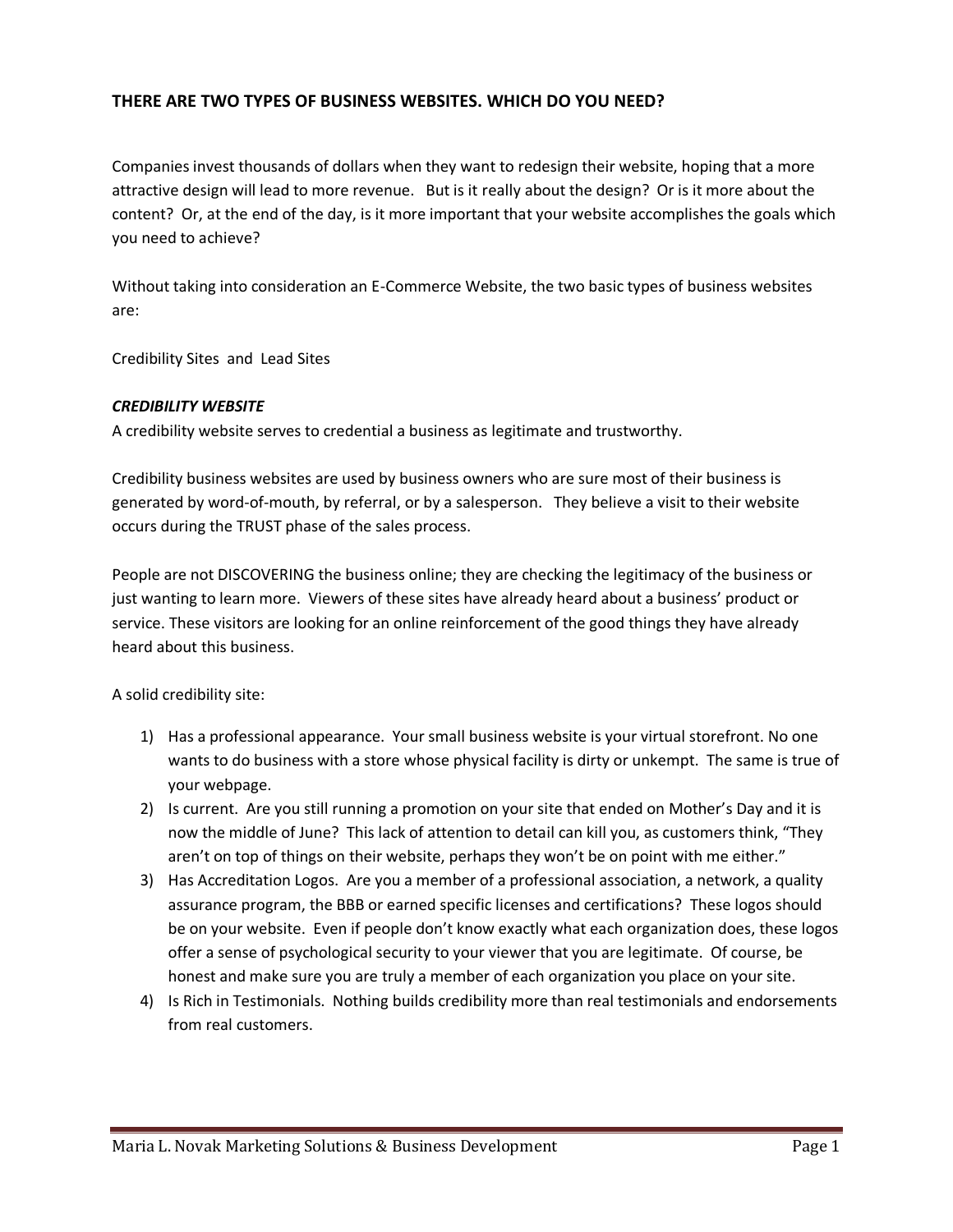## THERE ARE TWO TYPES OF BUSINESS WEBSITES. WHICH DO YOU NEED?

Companies invest thousands of dollars when they want to redesign their website, hoping that a more attractive design will lead to more revenue. But is it really about the design? Or is it more about the content? Or, at the end of the day, is it more important that your website accomplishes the goals which you need to achieve?

Without taking into consideration an E-Commerce Website, the two basic types of business websites are:

Credibility Sites and Lead Sites

### *CREDIBILITY WEBSITE*

A credibility website serves to credential a business as legitimate and trustworthy.

Credibility business websites are used by business owners who are sure most of their business is generated by word-of-mouth, by referral, or by a salesperson. They believe a visit to their website occurs during the TRUST phase of the sales process.

People are not DISCOVERING the business online; they are checking the legitimacy of the business or just wanting to learn more. Viewers of these sites have already heard about a business' product or service. These visitors are looking for an online reinforcement of the good things they have already heard about this business.

A solid credibility site:

1) Has a professional appearance. Your small business website is your virtual storefront. No one wants to do business with a store whose physical facility is dirty or unkempt. The same is true of your webpage.
2) Is current. Are you still running a promotion on your site that ended on Mother's Day and it is now the middle of June? This lack of attention to detail can kill you, as customers think, "They aren't on top of things on their website, perhaps they won't be on point with me either."
3) Has Accreditation Logos. Are you a member of a professional association, a network, a quality assurance program, the BBB or earned specific licenses and certifications? These logos should be on your website. Even if people don't know exactly what each organization does, these logos offer a sense of psychological security to your viewer that you are legitimate. Of course, be honest and make sure you are truly a member of each organization you place on your site.
4) Is Rich in Testimonials. Nothing builds credibility more than real testimonials and endorsements from real customers.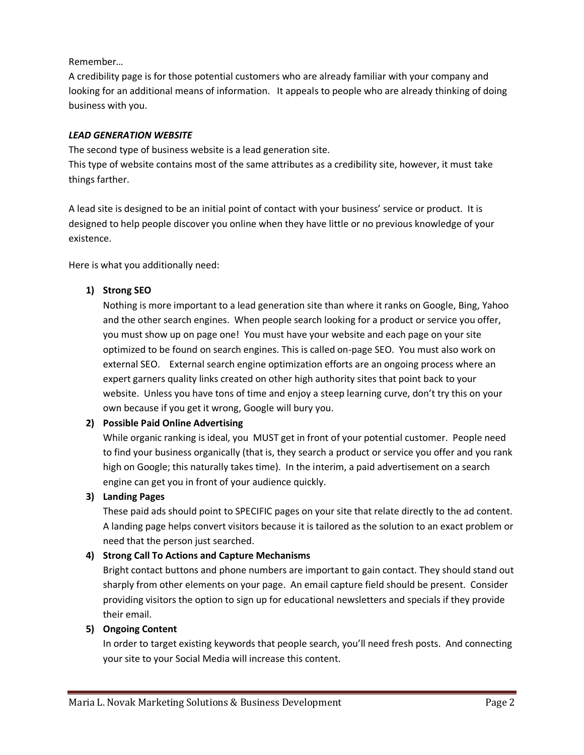Remember…
A credibility page is for those potential customers who are already familiar with your company and looking for an additional means of information. It appeals to people who are already thinking of doing business with you.

***LEAD GENERATION WEBSITE***

The second type of business website is a lead generation site.
This type of website contains most of the same attributes as a credibility site, however, it must take things farther.

A lead site is designed to be an initial point of contact with your business' service or product. It is designed to help people discover you online when they have little or no previous knowledge of your existence.

Here is what you additionally need:

1) **Strong SEO**
   Nothing is more important to a lead generation site than where it ranks on Google, Bing, Yahoo and the other search engines. When people search looking for a product or service you offer, you must show up on page one! You must have your website and each page on your site optimized to be found on search engines. This is called on-page SEO. You must also work on external SEO. External search engine optimization efforts are an ongoing process where an expert garners quality links created on other high authority sites that point back to your website. Unless you have tons of time and enjoy a steep learning curve, don't try this on your own because if you get it wrong, Google will bury you.
2) **Possible Paid Online Advertising**
   While organic ranking is ideal, you MUST get in front of your potential customer. People need to find your business organically (that is, they search a product or service you offer and you rank high on Google; this naturally takes time). In the interim, a paid advertisement on a search engine can get you in front of your audience quickly.
3) **Landing Pages**
   These paid ads should point to SPECIFIC pages on your site that relate directly to the ad content. A landing page helps convert visitors because it is tailored as the solution to an exact problem or need that the person just searched.
4) **Strong Call To Actions and Capture Mechanisms**
   Bright contact buttons and phone numbers are important to gain contact. They should stand out sharply from other elements on your page. An email capture field should be present. Consider providing visitors the option to sign up for educational newsletters and specials if they provide their email.
5) **Ongoing Content**
   In order to target existing keywords that people search, you'll need fresh posts. And connecting your site to your Social Media will increase this content.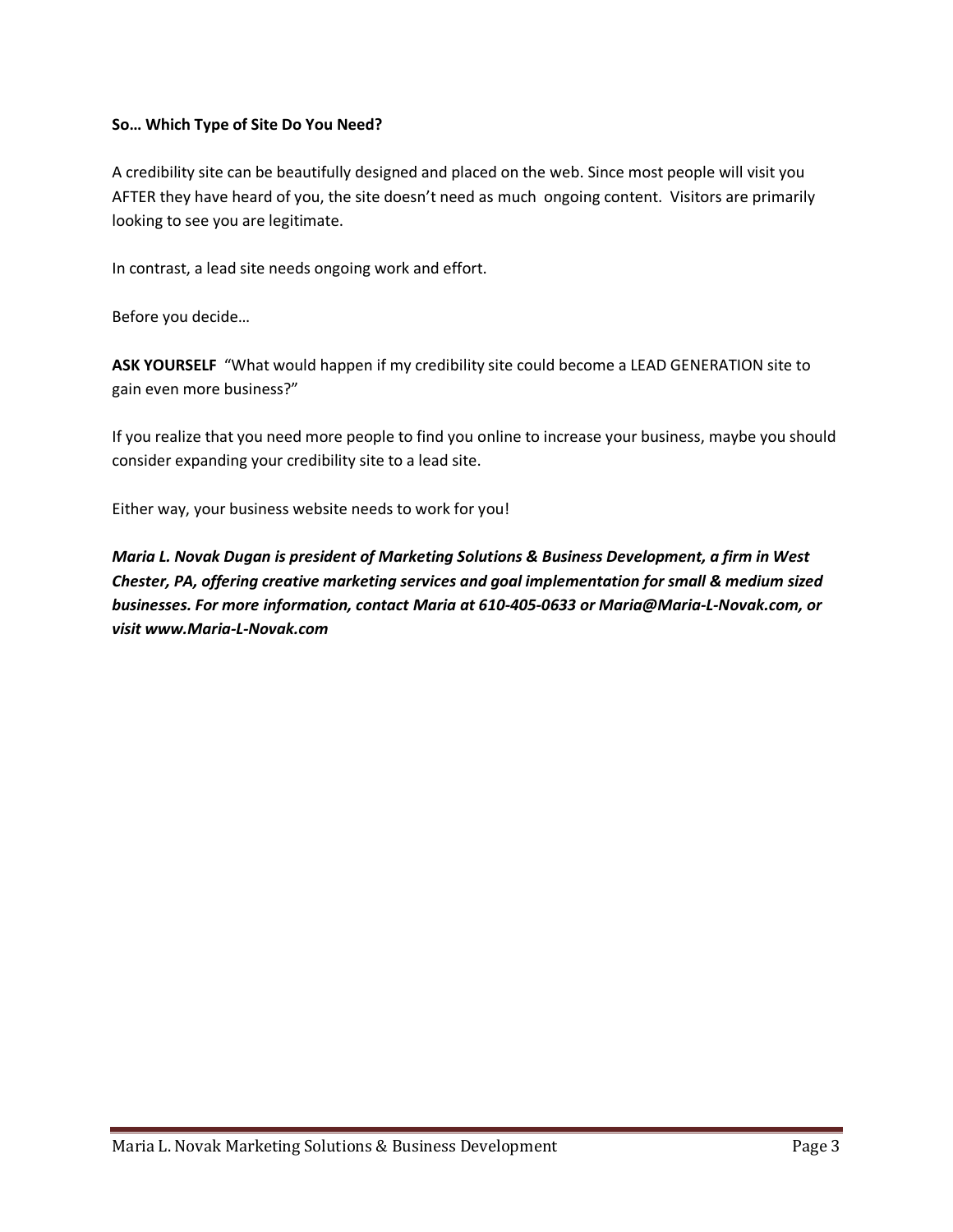**So… Which Type of Site Do You Need?**

A credibility site can be beautifully designed and placed on the web. Since most people will visit you AFTER they have heard of you, the site doesn't need as much ongoing content. Visitors are primarily looking to see you are legitimate.

In contrast, a lead site needs ongoing work and effort.

Before you decide…

**ASK YOURSELF** "What would happen if my credibility site could become a LEAD GENERATION site to gain even more business?"

If you realize that you need more people to find you online to increase your business, maybe you should consider expanding your credibility site to a lead site.

Either way, your business website needs to work for you!

***Maria L. Novak Dugan is president of Marketing Solutions & Business Development, a firm in West Chester, PA, offering creative marketing services and goal implementation for small & medium sized businesses. For more information, contact Maria at 610-405-0633 or Maria@Maria-L-Novak.com, or visit www.Maria-L-Novak.com***